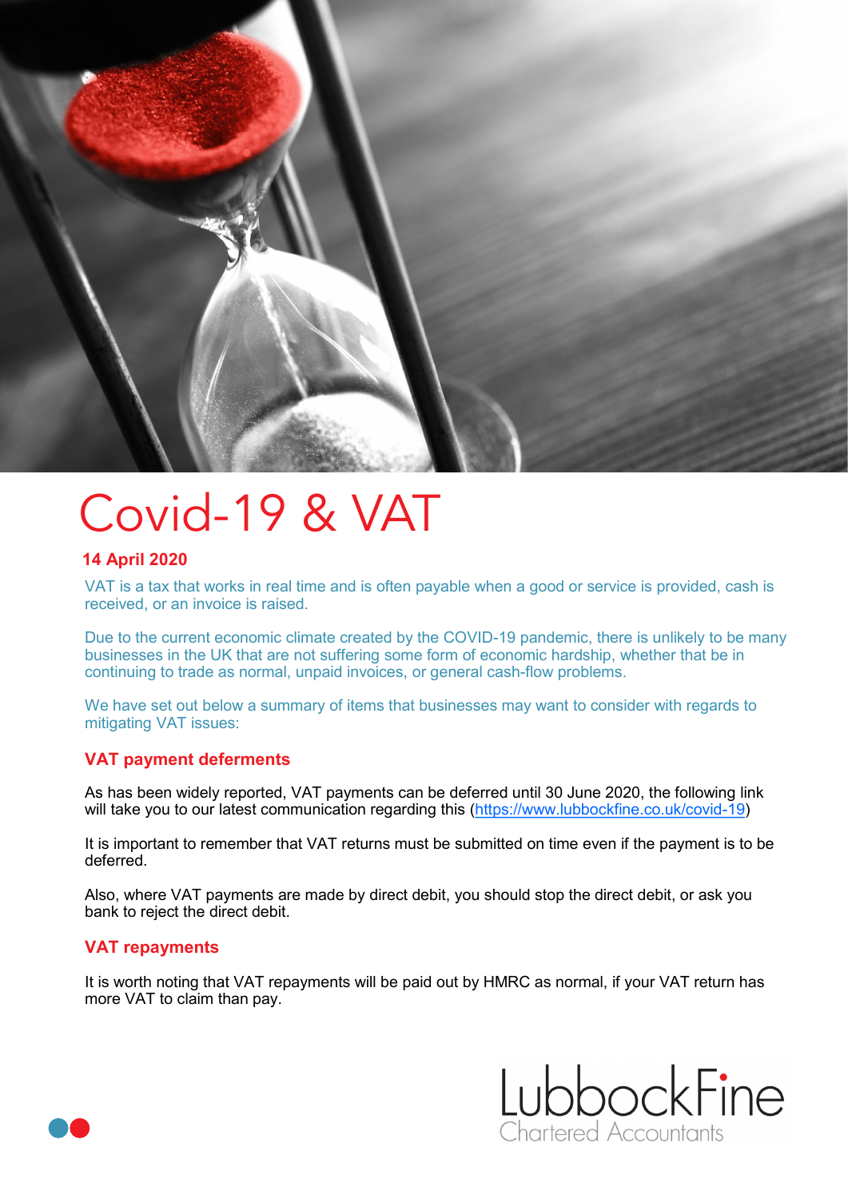# Covid-19 & VAT

**14 April 2020**

VAT is a tax that works in real time and is often payable when a good or service is provided, cash is received, or an invoice is raised.

Due to the current economic climate created by the COVID-19 pandemic, there is unlikely to be many businesses in the UK that are not suffering some form of economic hardship, whether that be in continuing to trade as normal, unpaid invoices, or general cash-flow problems.

We have set out below a summary of items that businesses may want to consider with regards to mitigating VAT issues:

## VAT payment deferments

As has been widely reported, VAT payments can be deferred until 30 June 2020, the following link will take you to our latest communication regarding this (https://www.lubbockfine.co.uk/covid-19)

It is important to remember that VAT returns must be submitted on time even if the payment is to be deferred.

Also, where VAT payments are made by direct debit, you should stop the direct debit, or ask you bank to reject the direct debit.

## VAT repayments

It is worth noting that VAT repayments will be paid out by HMRC as normal, if your VAT return has more VAT to claim than pay.

LubbockFine
Chartered Accountants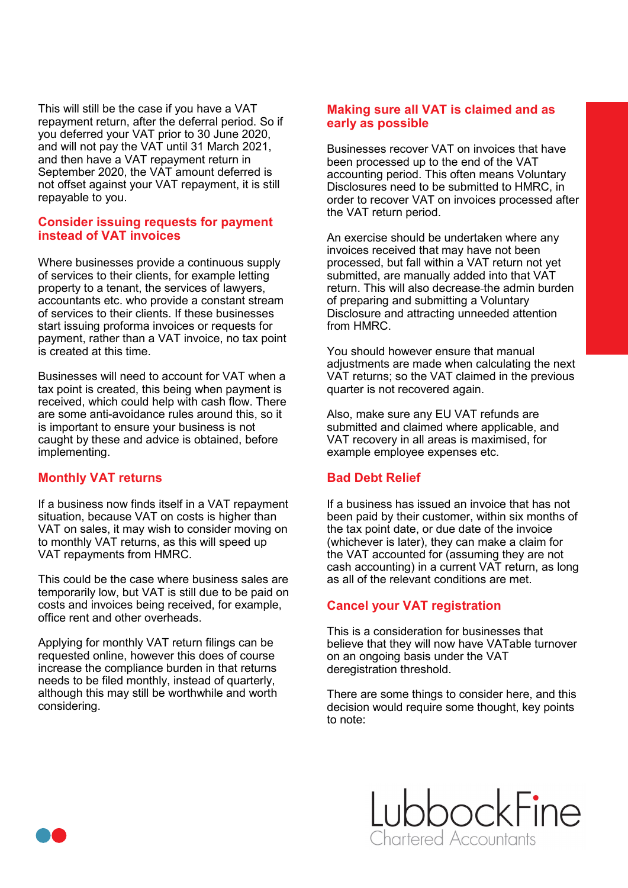This will still be the case if you have a VAT repayment return, after the deferral period. So if you deferred your VAT prior to 30 June 2020, and will not pay the VAT until 31 March 2021, and then have a VAT repayment return in September 2020, the VAT amount deferred is not offset against your VAT repayment, it is still repayable to you.

## Consider issuing requests for payment instead of VAT invoices

Where businesses provide a continuous supply of services to their clients, for example letting property to a tenant, the services of lawyers, accountants etc. who provide a constant stream of services to their clients. If these businesses start issuing proforma invoices or requests for payment, rather than a VAT invoice, no tax point is created at this time.

Businesses will need to account for VAT when a tax point is created, this being when payment is received, which could help with cash flow. There are some anti-avoidance rules around this, so it is important to ensure your business is not caught by these and advice is obtained, before implementing.

## Monthly VAT returns

If a business now finds itself in a VAT repayment situation, because VAT on costs is higher than VAT on sales, it may wish to consider moving on to monthly VAT returns, as this will speed up VAT repayments from HMRC.

This could be the case where business sales are temporarily low, but VAT is still due to be paid on costs and invoices being received, for example, office rent and other overheads.

Applying for monthly VAT return filings can be requested online, however this does of course increase the compliance burden in that returns needs to be filed monthly, instead of quarterly, although this may still be worthwhile and worth considering.

## Making sure all VAT is claimed and as early as possible

Businesses recover VAT on invoices that have been processed up to the end of the VAT accounting period. This often means Voluntary Disclosures need to be submitted to HMRC, in order to recover VAT on invoices processed after the VAT return period.

An exercise should be undertaken where any invoices received that may have not been processed, but fall within a VAT return not yet submitted, are manually added into that VAT return. This will also decrease the admin burden of preparing and submitting a Voluntary Disclosure and attracting unneeded attention from HMRC.

You should however ensure that manual adjustments are made when calculating the next VAT returns; so the VAT claimed in the previous quarter is not recovered again.

Also, make sure any EU VAT refunds are submitted and claimed where applicable, and VAT recovery in all areas is maximised, for example employee expenses etc.

## Bad Debt Relief

If a business has issued an invoice that has not been paid by their customer, within six months of the tax point date, or due date of the invoice (whichever is later), they can make a claim for the VAT accounted for (assuming they are not cash accounting) in a current VAT return, as long as all of the relevant conditions are met.

## Cancel your VAT registration

This is a consideration for businesses that believe that they will now have VATable turnover on an ongoing basis under the VAT deregistration threshold.

There are some things to consider here, and this decision would require some thought, key points to note: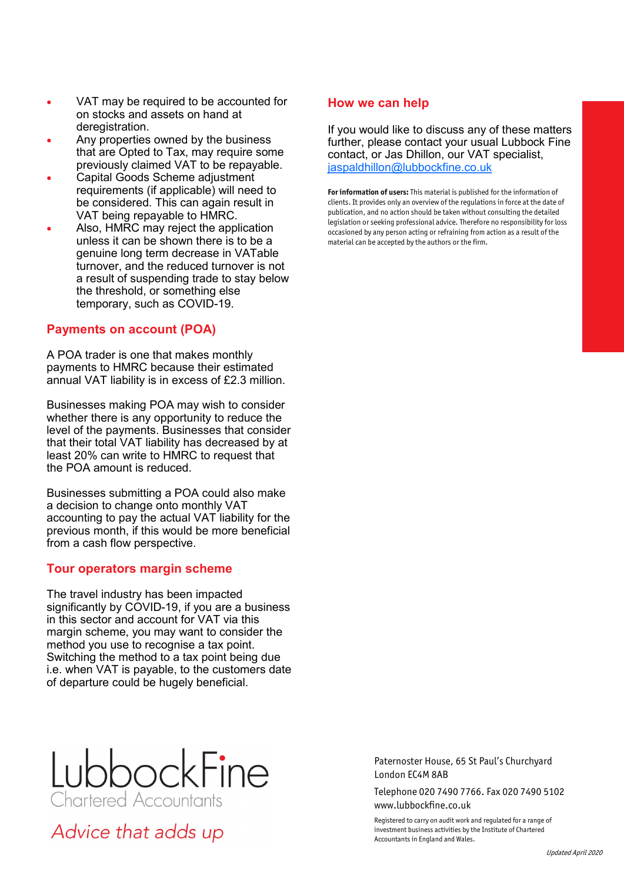- VAT may be required to be accounted for on stocks and assets on hand at deregistration.
- Any properties owned by the business that are Opted to Tax, may require some previously claimed VAT to be repayable.
- Capital Goods Scheme adjustment requirements (if applicable) will need to be considered. This can again result in VAT being repayable to HMRC.
- Also, HMRC may reject the application unless it can be shown there is to be a genuine long term decrease in VATable turnover, and the reduced turnover is not a result of suspending trade to stay below the threshold, or something else temporary, such as COVID-19.

## Payments on account (POA)

A POA trader is one that makes monthly payments to HMRC because their estimated annual VAT liability is in excess of £2.3 million.

Businesses making POA may wish to consider whether there is any opportunity to reduce the level of the payments. Businesses that consider that their total VAT liability has decreased by at least 20% can write to HMRC to request that the POA amount is reduced.

Businesses submitting a POA could also make a decision to change onto monthly VAT accounting to pay the actual VAT liability for the previous month, if this would be more beneficial from a cash flow perspective.

## Tour operators margin scheme

The travel industry has been impacted significantly by COVID-19, if you are a business in this sector and account for VAT via this margin scheme, you may want to consider the method you use to recognise a tax point. Switching the method to a tax point being due i.e. when VAT is payable, to the customers date of departure could be hugely beneficial.

## How we can help

If you would like to discuss any of these matters further, please contact your usual Lubbock Fine contact, or Jas Dhillon, our VAT specialist, jaspaldhillon@lubbockfine.co.uk

**For information of users:** This material is published for the information of clients. It provides only an overview of the regulations in force at the date of publication, and no action should be taken without consulting the detailed legislation or seeking professional advice. Therefore no responsibility for loss occasioned by any person acting or refraining from action as a result of the material can be accepted by the authors or the firm.

LubbockFine
Chartered Accountants

*Advice that adds up*

Paternoster House, 65 St Paul's Churchyard
London EC4M 8AB

Telephone 020 7490 7766. Fax 020 7490 5102
www.lubbockfine.co.uk

Registered to carry on audit work and regulated for a range of investment business activities by the Institute of Chartered Accountants in England and Wales.

*Updated April 2020*